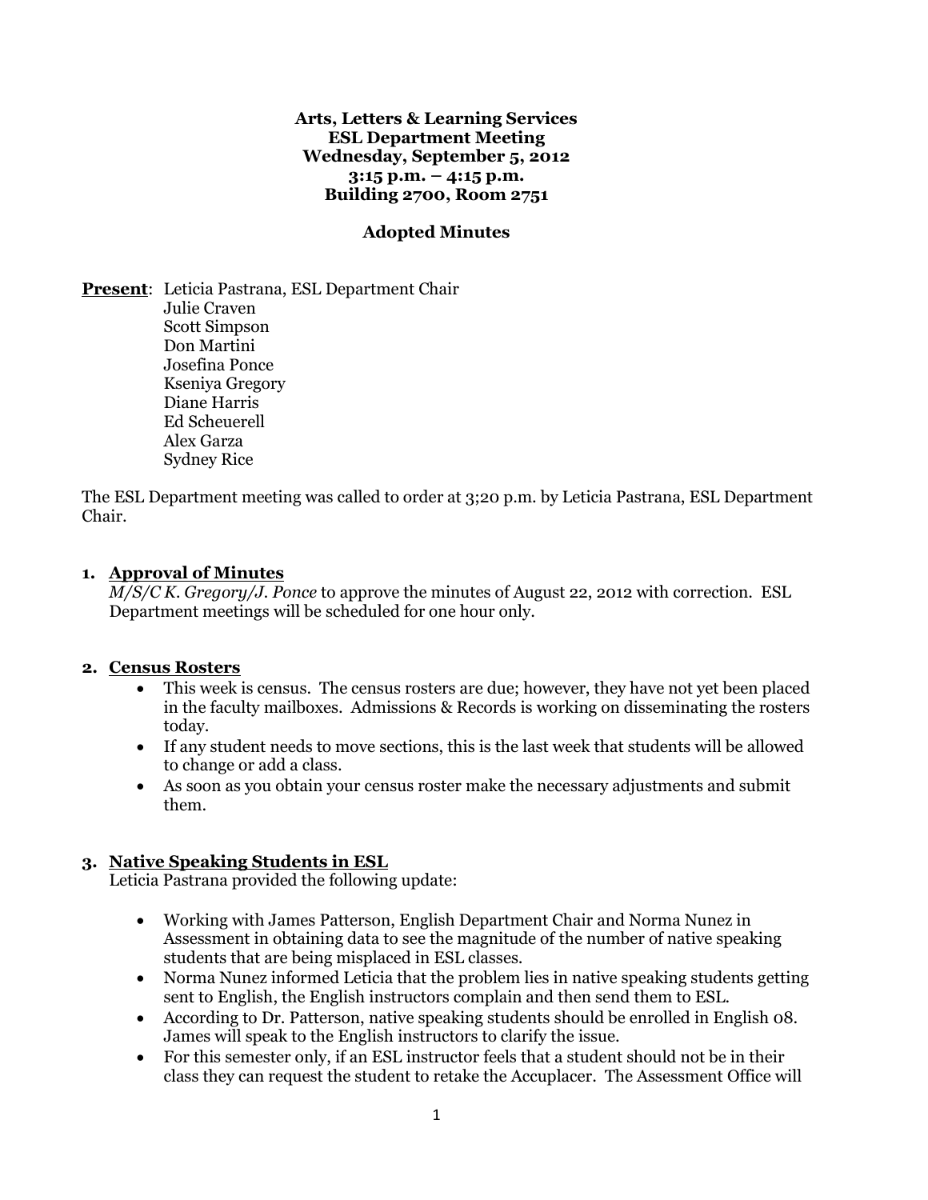**Arts, Letters & Learning Services**
**ESL Department Meeting**
**Wednesday, September 5, 2012**
**3:15 p.m. – 4:15 p.m.**
**Building 2700, Room 2751**

**Adopted Minutes**

**Present**: Leticia Pastrana, ESL Department Chair
Julie Craven
Scott Simpson
Don Martini
Josefina Ponce
Kseniya Gregory
Diane Harris
Ed Scheuerell
Alex Garza
Sydney Rice

The ESL Department meeting was called to order at 3;20 p.m. by Leticia Pastrana, ESL Department Chair.

1. **Approval of Minutes**
   *M/S/C K. Gregory/J. Ponce* to approve the minutes of August 22, 2012 with correction. ESL Department meetings will be scheduled for one hour only.

2. **Census Rosters**
   - This week is census. The census rosters are due; however, they have not yet been placed in the faculty mailboxes. Admissions & Records is working on disseminating the rosters today.
   - If any student needs to move sections, this is the last week that students will be allowed to change or add a class.
   - As soon as you obtain your census roster make the necessary adjustments and submit them.

3. **Native Speaking Students in ESL**
   Leticia Pastrana provided the following update:

   - Working with James Patterson, English Department Chair and Norma Nunez in Assessment in obtaining data to see the magnitude of the number of native speaking students that are being misplaced in ESL classes.
   - Norma Nunez informed Leticia that the problem lies in native speaking students getting sent to English, the English instructors complain and then send them to ESL.
   - According to Dr. Patterson, native speaking students should be enrolled in English 08. James will speak to the English instructors to clarify the issue.
   - For this semester only, if an ESL instructor feels that a student should not be in their class they can request the student to retake the Accuplacer. The Assessment Office will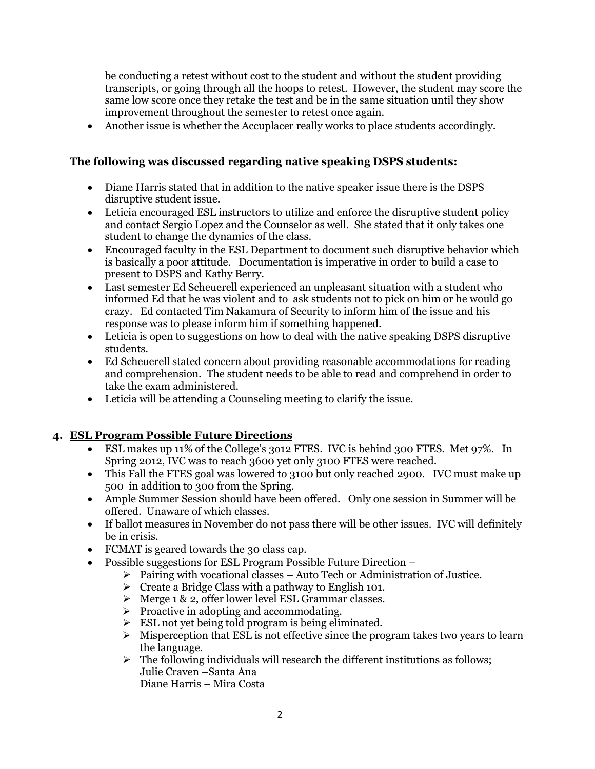be conducting a retest without cost to the student and without the student providing transcripts, or going through all the hoops to retest. However, the student may score the same low score once they retake the test and be in the same situation until they show improvement throughout the semester to retest once again.

- Another issue is whether the Accuplacer really works to place students accordingly.

**The following was discussed regarding native speaking DSPS students:**

- Diane Harris stated that in addition to the native speaker issue there is the DSPS disruptive student issue.
- Leticia encouraged ESL instructors to utilize and enforce the disruptive student policy and contact Sergio Lopez and the Counselor as well. She stated that it only takes one student to change the dynamics of the class.
- Encouraged faculty in the ESL Department to document such disruptive behavior which is basically a poor attitude. Documentation is imperative in order to build a case to present to DSPS and Kathy Berry.
- Last semester Ed Scheuerell experienced an unpleasant situation with a student who informed Ed that he was violent and to ask students not to pick on him or he would go crazy. Ed contacted Tim Nakamura of Security to inform him of the issue and his response was to please inform him if something happened.
- Leticia is open to suggestions on how to deal with the native speaking DSPS disruptive students.
- Ed Scheuerell stated concern about providing reasonable accommodations for reading and comprehension. The student needs to be able to read and comprehend in order to take the exam administered.
- Leticia will be attending a Counseling meeting to clarify the issue.

## 4. <u>ESL Program Possible Future Directions</u>

- ESL makes up 11% of the College's 3012 FTES. IVC is behind 300 FTES. Met 97%. In Spring 2012, IVC was to reach 3600 yet only 3100 FTES were reached.
- This Fall the FTES goal was lowered to 3100 but only reached 2900. IVC must make up 500 in addition to 300 from the Spring.
- Ample Summer Session should have been offered. Only one session in Summer will be offered. Unaware of which classes.
- If ballot measures in November do not pass there will be other issues. IVC will definitely be in crisis.
- FCMAT is geared towards the 30 class cap.
- Possible suggestions for ESL Program Possible Future Direction –
  - Pairing with vocational classes – Auto Tech or Administration of Justice.
  - Create a Bridge Class with a pathway to English 101.
  - Merge 1 & 2, offer lower level ESL Grammar classes.
  - Proactive in adopting and accommodating.
  - ESL not yet being told program is being eliminated.
  - Misperception that ESL is not effective since the program takes two years to learn the language.
  - The following individuals will research the different institutions as follows;
    Julie Craven –Santa Ana
    Diane Harris – Mira Costa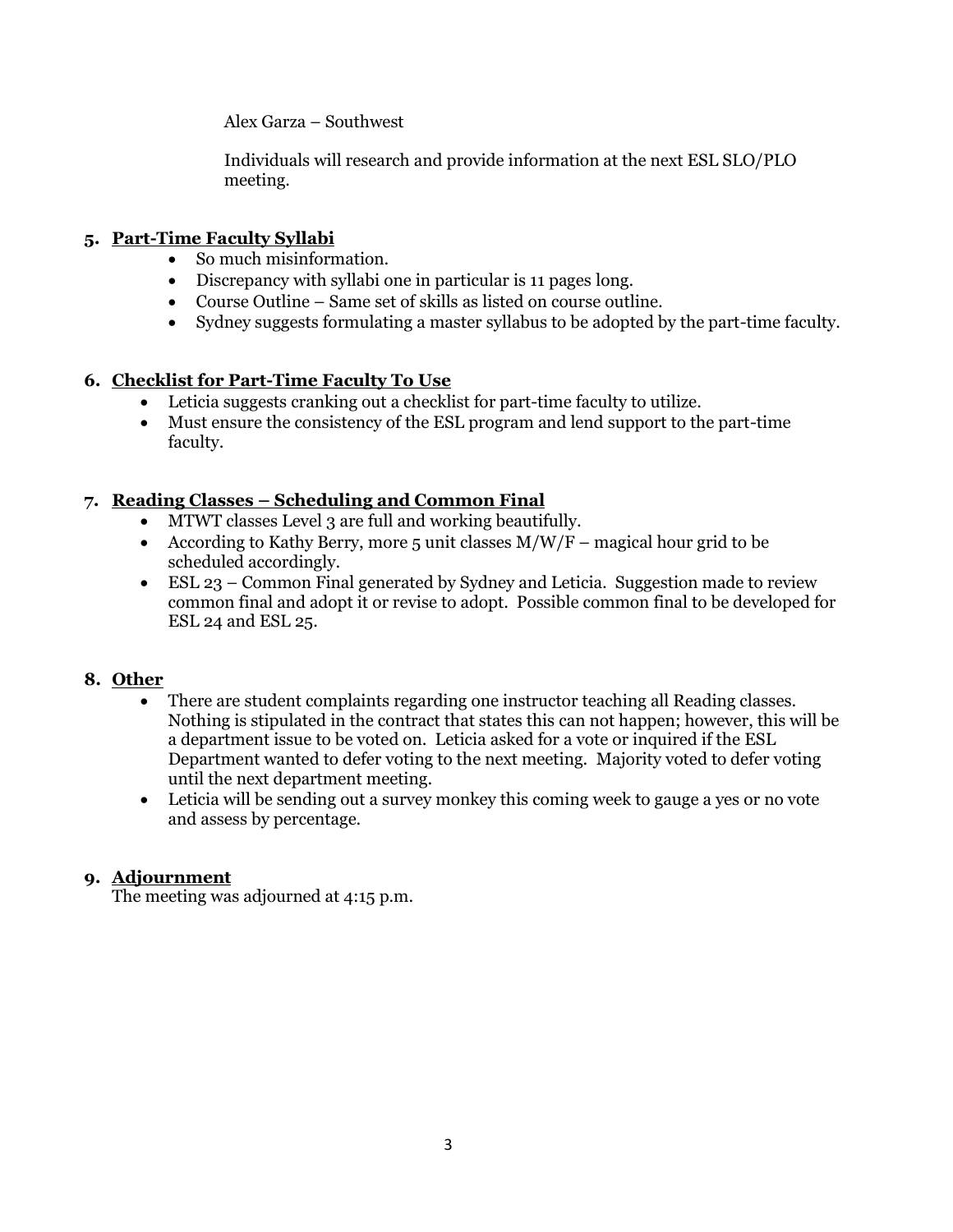Alex Garza – Southwest

Individuals will research and provide information at the next ESL SLO/PLO meeting.

5. **Part-Time Faculty Syllabi**
   - So much misinformation.
   - Discrepancy with syllabi one in particular is 11 pages long.
   - Course Outline – Same set of skills as listed on course outline.
   - Sydney suggests formulating a master syllabus to be adopted by the part-time faculty.

6. **Checklist for Part-Time Faculty To Use**
   - Leticia suggests cranking out a checklist for part-time faculty to utilize.
   - Must ensure the consistency of the ESL program and lend support to the part-time faculty.

7. **Reading Classes – Scheduling and Common Final**
   - MTWT classes Level 3 are full and working beautifully.
   - According to Kathy Berry, more 5 unit classes M/W/F – magical hour grid to be scheduled accordingly.
   - ESL 23 – Common Final generated by Sydney and Leticia. Suggestion made to review common final and adopt it or revise to adopt. Possible common final to be developed for ESL 24 and ESL 25.

8. **Other**
   - There are student complaints regarding one instructor teaching all Reading classes. Nothing is stipulated in the contract that states this can not happen; however, this will be a department issue to be voted on. Leticia asked for a vote or inquired if the ESL Department wanted to defer voting to the next meeting. Majority voted to defer voting until the next department meeting.
   - Leticia will be sending out a survey monkey this coming week to gauge a yes or no vote and assess by percentage.

9. **Adjournment**

The meeting was adjourned at 4:15 p.m.